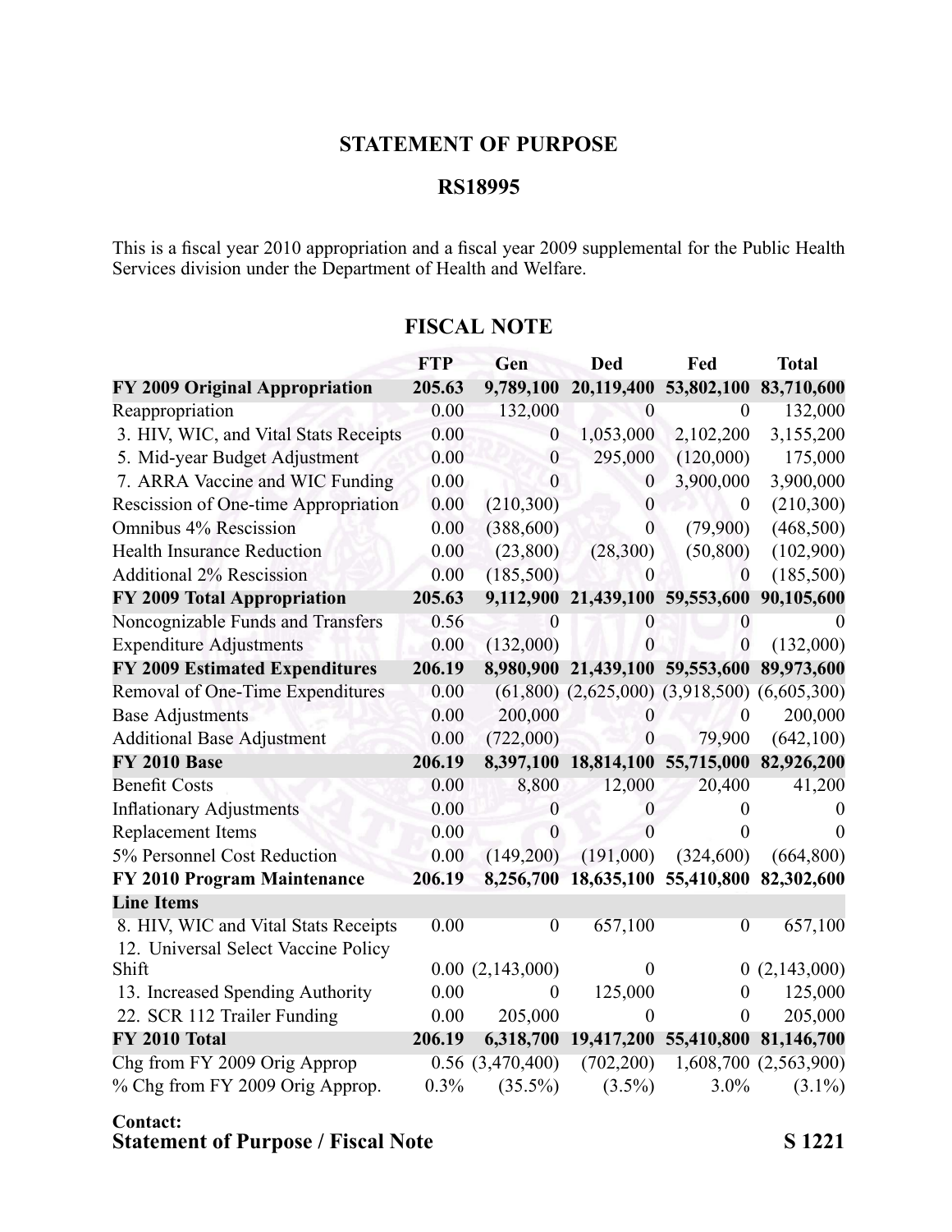## STATEMENT OF PURPOSE

## RS18995

This is a fiscal year 2010 appropriation and a fiscal year 2009 supplemental for the Public Health Services division under the Department of Health and Welfare.

## FISCAL NOTE

| | FTP | Gen | Ded | Fed | Total |
|---|---|---|---|---|---|
| **FY 2009 Original Appropriation** | **205.63** | **9,789,100** | **20,119,400** | **53,802,100** | **83,710,600** |
| Reappropriation | 0.00 | 132,000 | 0 | 0 | 132,000 |
| 3. HIV, WIC, and Vital Stats Receipts | 0.00 | 0 | 1,053,000 | 2,102,200 | 3,155,200 |
| 5. Mid-year Budget Adjustment | 0.00 | 0 | 295,000 | (120,000) | 175,000 |
| 7. ARRA Vaccine and WIC Funding | 0.00 | 0 | 0 | 3,900,000 | 3,900,000 |
| Rescission of One-time Appropriation | 0.00 | (210,300) | 0 | 0 | (210,300) |
| Omnibus 4% Rescission | 0.00 | (388,600) | 0 | (79,900) | (468,500) |
| Health Insurance Reduction | 0.00 | (23,800) | (28,300) | (50,800) | (102,900) |
| Additional 2% Rescission | 0.00 | (185,500) | 0 | 0 | (185,500) |
| **FY 2009 Total Appropriation** | **205.63** | **9,112,900** | **21,439,100** | **59,553,600** | **90,105,600** |
| Noncognizable Funds and Transfers | 0.56 | 0 | 0 | 0 | 0 |
| Expenditure Adjustments | 0.00 | (132,000) | 0 | 0 | (132,000) |
| **FY 2009 Estimated Expenditures** | **206.19** | **8,980,900** | **21,439,100** | **59,553,600** | **89,973,600** |
| Removal of One-Time Expenditures | 0.00 | (61,800) | (2,625,000) | (3,918,500) | (6,605,300) |
| Base Adjustments | 0.00 | 200,000 | 0 | 0 | 200,000 |
| Additional Base Adjustment | 0.00 | (722,000) | 0 | 79,900 | (642,100) |
| **FY 2010 Base** | **206.19** | **8,397,100** | **18,814,100** | **55,715,000** | **82,926,200** |
| Benefit Costs | 0.00 | 8,800 | 12,000 | 20,400 | 41,200 |
| Inflationary Adjustments | 0.00 | 0 | 0 | 0 | 0 |
| Replacement Items | 0.00 | 0 | 0 | 0 | 0 |
| 5% Personnel Cost Reduction | 0.00 | (149,200) | (191,000) | (324,600) | (664,800) |
| **FY 2010 Program Maintenance** | **206.19** | **8,256,700** | **18,635,100** | **55,410,800** | **82,302,600** |
| **Line Items** | | | | | |
| 8. HIV, WIC and Vital Stats Receipts | 0.00 | 0 | 657,100 | 0 | 657,100 |
| 12. Universal Select Vaccine Policy Shift | 0.00 | (2,143,000) | 0 | 0 | (2,143,000) |
| 13. Increased Spending Authority | 0.00 | 0 | 125,000 | 0 | 125,000 |
| 22. SCR 112 Trailer Funding | 0.00 | 205,000 | 0 | 0 | 205,000 |
| **FY 2010 Total** | **206.19** | **6,318,700** | **19,417,200** | **55,410,800** | **81,146,700** |
| Chg from FY 2009 Orig Approp | 0.56 | (3,470,400) | (702,200) | 1,608,700 | (2,563,900) |
| % Chg from FY 2009 Orig Approp. | 0.3% | (35.5%) | (3.5%) | 3.0% | (3.1%) |

**Contact:**

**Statement of Purpose / Fiscal Note** **S 1221**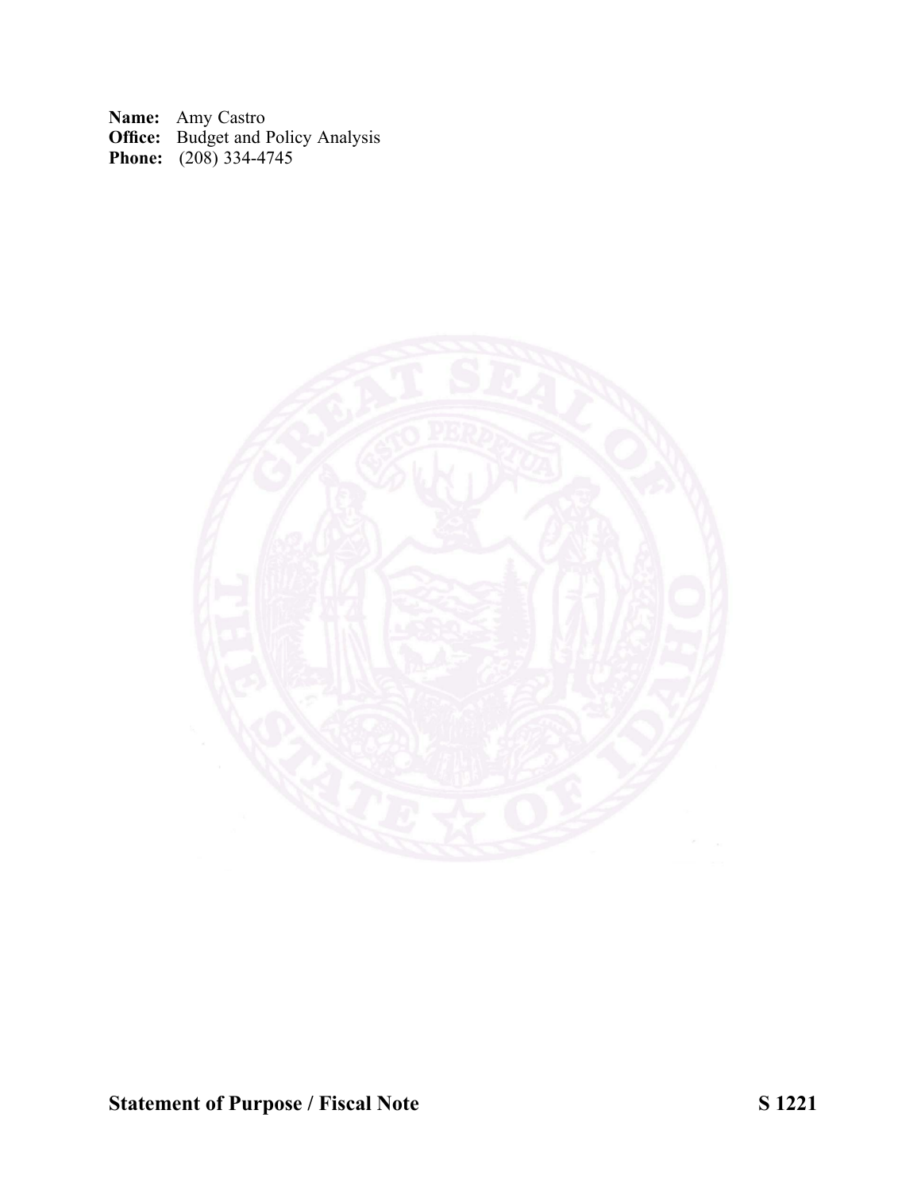**Name:** Amy Castro
**Office:** Budget and Policy Analysis
**Phone:** (208) 334-4745

**Statement of Purpose / Fiscal Note** **S 1221**